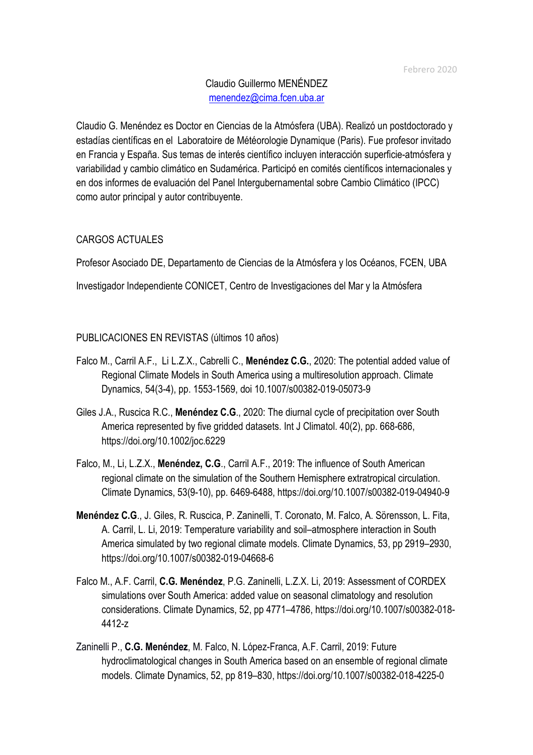Febrero 2020

Claudio Guillermo MENÉNDEZ
menendez@cima.fcen.uba.ar

Claudio G. Menéndez es Doctor en Ciencias de la Atmósfera (UBA). Realizó un postdoctorado y estadías científicas en el Laboratoire de Météorologie Dynamique (Paris). Fue profesor invitado en Francia y España. Sus temas de interés científico incluyen interacción superficie-atmósfera y variabilidad y cambio climático en Sudamérica. Participó en comités científicos internacionales y en dos informes de evaluación del Panel Intergubernamental sobre Cambio Climático (IPCC) como autor principal y autor contribuyente.

## CARGOS ACTUALES

Profesor Asociado DE, Departamento de Ciencias de la Atmósfera y los Océanos, FCEN, UBA

Investigador Independiente CONICET, Centro de Investigaciones del Mar y la Atmósfera

## PUBLICACIONES EN REVISTAS (últimos 10 años)

Falco M., Carril A.F., Li L.Z.X., Cabrelli C., **Menéndez C.G.**, 2020: The potential added value of Regional Climate Models in South America using a multiresolution approach. Climate Dynamics, 54(3-4), pp. 1553-1569, doi 10.1007/s00382-019-05073-9

Giles J.A., Ruscica R.C., **Menéndez C.G**., 2020: The diurnal cycle of precipitation over South America represented by five gridded datasets. Int J Climatol. 40(2), pp. 668-686, https://doi.org/10.1002/joc.6229

Falco, M., Li, L.Z.X., **Menéndez, C.G**., Carril A.F., 2019: The influence of South American regional climate on the simulation of the Southern Hemisphere extratropical circulation. Climate Dynamics, 53(9-10), pp. 6469-6488, https://doi.org/10.1007/s00382-019-04940-9

**Menéndez C.G**., J. Giles, R. Ruscica, P. Zaninelli, T. Coronato, M. Falco, A. Sörensson, L. Fita, A. Carril, L. Li, 2019: Temperature variability and soil–atmosphere interaction in South America simulated by two regional climate models. Climate Dynamics, 53, pp 2919–2930, https://doi.org/10.1007/s00382-019-04668-6

Falco M., A.F. Carril, **C.G. Menéndez**, P.G. Zaninelli, L.Z.X. Li, 2019: Assessment of CORDEX simulations over South America: added value on seasonal climatology and resolution considerations. Climate Dynamics, 52, pp 4771–4786, https://doi.org/10.1007/s00382-018-4412-z

Zaninelli P., **C.G. Menéndez**, M. Falco, N. López-Franca, A.F. Carril, 2019: Future hydroclimatological changes in South America based on an ensemble of regional climate models. Climate Dynamics, 52, pp 819–830, https://doi.org/10.1007/s00382-018-4225-0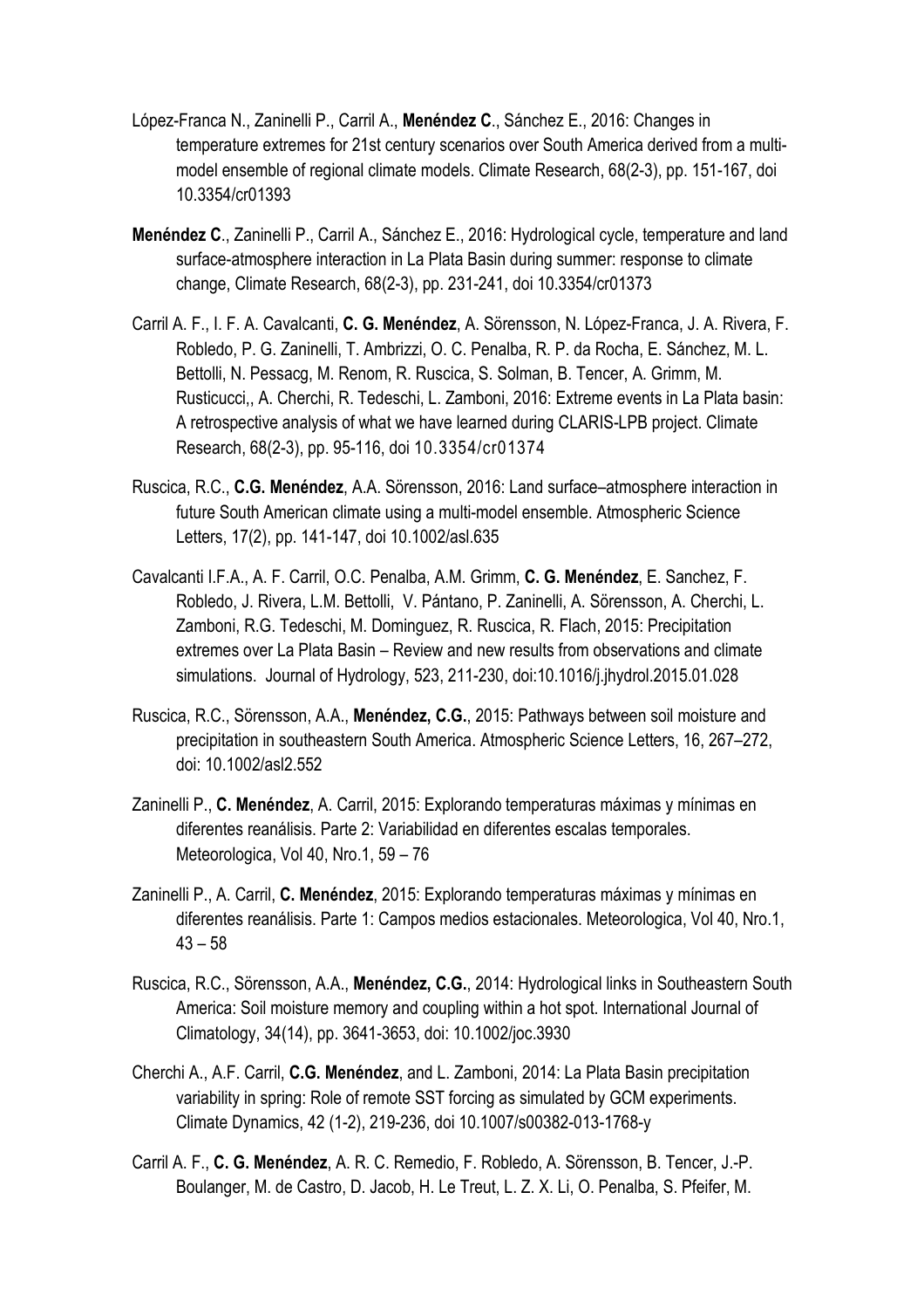López-Franca N., Zaninelli P., Carril A., **Menéndez C**., Sánchez E., 2016: Changes in temperature extremes for 21st century scenarios over South America derived from a multi-model ensemble of regional climate models. Climate Research, 68(2-3), pp. 151-167, doi 10.3354/cr01393

**Menéndez C**., Zaninelli P., Carril A., Sánchez E., 2016: Hydrological cycle, temperature and land surface-atmosphere interaction in La Plata Basin during summer: response to climate change, Climate Research, 68(2-3), pp. 231-241, doi 10.3354/cr01373

Carril A. F., I. F. A. Cavalcanti, **C. G. Menéndez**, A. Sörensson, N. López-Franca, J. A. Rivera, F. Robledo, P. G. Zaninelli, T. Ambrizzi, O. C. Penalba, R. P. da Rocha, E. Sánchez, M. L. Bettolli, N. Pessacg, M. Renom, R. Ruscica, S. Solman, B. Tencer, A. Grimm, M. Rusticucci,, A. Cherchi, R. Tedeschi, L. Zamboni, 2016: Extreme events in La Plata basin: A retrospective analysis of what we have learned during CLARIS-LPB project. Climate Research, 68(2-3), pp. 95-116, doi 10.3354/cr01374

Ruscica, R.C., **C.G. Menéndez**, A.A. Sörensson, 2016: Land surface–atmosphere interaction in future South American climate using a multi-model ensemble. Atmospheric Science Letters, 17(2), pp. 141-147, doi 10.1002/asl.635

Cavalcanti I.F.A., A. F. Carril, O.C. Penalba, A.M. Grimm, **C. G. Menéndez**, E. Sanchez, F. Robledo, J. Rivera, L.M. Bettolli, V. Pántano, P. Zaninelli, A. Sörensson, A. Cherchi, L. Zamboni, R.G. Tedeschi, M. Dominguez, R. Ruscica, R. Flach, 2015: Precipitation extremes over La Plata Basin – Review and new results from observations and climate simulations. Journal of Hydrology, 523, 211-230, doi:10.1016/j.jhydrol.2015.01.028

Ruscica, R.C., Sörensson, A.A., **Menéndez, C.G.**, 2015: Pathways between soil moisture and precipitation in southeastern South America. Atmospheric Science Letters, 16, 267–272, doi: 10.1002/asl2.552

Zaninelli P., **C. Menéndez**, A. Carril, 2015: Explorando temperaturas máximas y mínimas en diferentes reanálisis. Parte 2: Variabilidad en diferentes escalas temporales. Meteorologica, Vol 40, Nro.1, 59 – 76

Zaninelli P., A. Carril, **C. Menéndez**, 2015: Explorando temperaturas máximas y mínimas en diferentes reanálisis. Parte 1: Campos medios estacionales. Meteorologica, Vol 40, Nro.1, 43 – 58

Ruscica, R.C., Sörensson, A.A., **Menéndez, C.G.**, 2014: Hydrological links in Southeastern South America: Soil moisture memory and coupling within a hot spot. International Journal of Climatology, 34(14), pp. 3641-3653, doi: 10.1002/joc.3930

Cherchi A., A.F. Carril, **C.G. Menéndez**, and L. Zamboni, 2014: La Plata Basin precipitation variability in spring: Role of remote SST forcing as simulated by GCM experiments. Climate Dynamics, 42 (1-2), 219-236, doi 10.1007/s00382-013-1768-y

Carril A. F., **C. G. Menéndez**, A. R. C. Remedio, F. Robledo, A. Sörensson, B. Tencer, J.-P. Boulanger, M. de Castro, D. Jacob, H. Le Treut, L. Z. X. Li, O. Penalba, S. Pfeifer, M.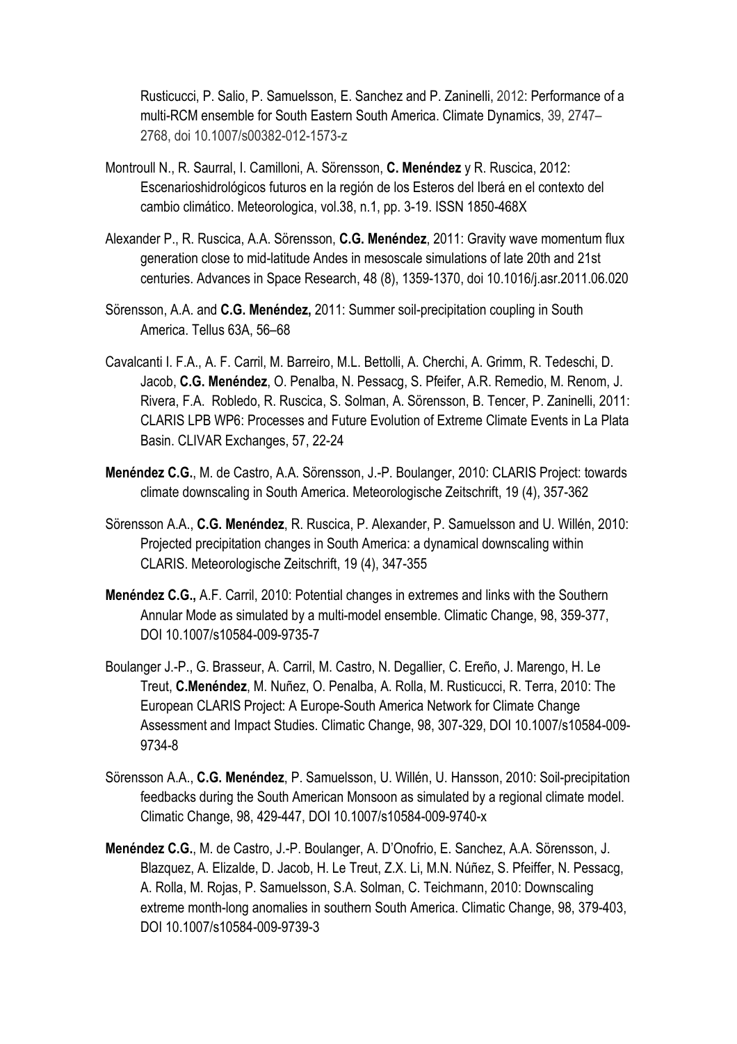Rusticucci, P. Salio, P. Samuelsson, E. Sanchez and P. Zaninelli, 2012: Performance of a multi-RCM ensemble for South Eastern South America. Climate Dynamics, 39, 2747–2768, doi 10.1007/s00382-012-1573-z

Montroull N., R. Saurral, I. Camilloni, A. Sörensson, **C. Menéndez** y R. Ruscica, 2012: Escenarioshidrológicos futuros en la región de los Esteros del Iberá en el contexto del cambio climático. Meteorologica, vol.38, n.1, pp. 3-19. ISSN 1850-468X

Alexander P., R. Ruscica, A.A. Sörensson, **C.G. Menéndez**, 2011: Gravity wave momentum flux generation close to mid-latitude Andes in mesoscale simulations of late 20th and 21st centuries. Advances in Space Research, 48 (8), 1359-1370, doi 10.1016/j.asr.2011.06.020

Sörensson, A.A. and **C.G. Menéndez,** 2011: Summer soil-precipitation coupling in South America. Tellus 63A, 56–68

Cavalcanti I. F.A., A. F. Carril, M. Barreiro, M.L. Bettolli, A. Cherchi, A. Grimm, R. Tedeschi, D. Jacob, **C.G. Menéndez**, O. Penalba, N. Pessacg, S. Pfeifer, A.R. Remedio, M. Renom, J. Rivera, F.A. Robledo, R. Ruscica, S. Solman, A. Sörensson, B. Tencer, P. Zaninelli, 2011: CLARIS LPB WP6: Processes and Future Evolution of Extreme Climate Events in La Plata Basin. CLIVAR Exchanges, 57, 22-24

**Menéndez C.G.**, M. de Castro, A.A. Sörensson, J.-P. Boulanger, 2010: CLARIS Project: towards climate downscaling in South America. Meteorologische Zeitschrift, 19 (4), 357-362

Sörensson A.A., **C.G. Menéndez**, R. Ruscica, P. Alexander, P. Samuelsson and U. Willén, 2010: Projected precipitation changes in South America: a dynamical downscaling within CLARIS. Meteorologische Zeitschrift, 19 (4), 347-355

**Menéndez C.G.,** A.F. Carril, 2010: Potential changes in extremes and links with the Southern Annular Mode as simulated by a multi-model ensemble. Climatic Change, 98, 359-377, DOI 10.1007/s10584-009-9735-7

Boulanger J.-P., G. Brasseur, A. Carril, M. Castro, N. Degallier, C. Ereño, J. Marengo, H. Le Treut, **C.Menéndez**, M. Nuñez, O. Penalba, A. Rolla, M. Rusticucci, R. Terra, 2010: The European CLARIS Project: A Europe-South America Network for Climate Change Assessment and Impact Studies. Climatic Change, 98, 307-329, DOI 10.1007/s10584-009-9734-8

Sörensson A.A., **C.G. Menéndez**, P. Samuelsson, U. Willén, U. Hansson, 2010: Soil-precipitation feedbacks during the South American Monsoon as simulated by a regional climate model. Climatic Change, 98, 429-447, DOI 10.1007/s10584-009-9740-x

**Menéndez C.G.**, M. de Castro, J.-P. Boulanger, A. D'Onofrio, E. Sanchez, A.A. Sörensson, J. Blazquez, A. Elizalde, D. Jacob, H. Le Treut, Z.X. Li, M.N. Núñez, S. Pfeiffer, N. Pessacg, A. Rolla, M. Rojas, P. Samuelsson, S.A. Solman, C. Teichmann, 2010: Downscaling extreme month-long anomalies in southern South America. Climatic Change, 98, 379-403, DOI 10.1007/s10584-009-9739-3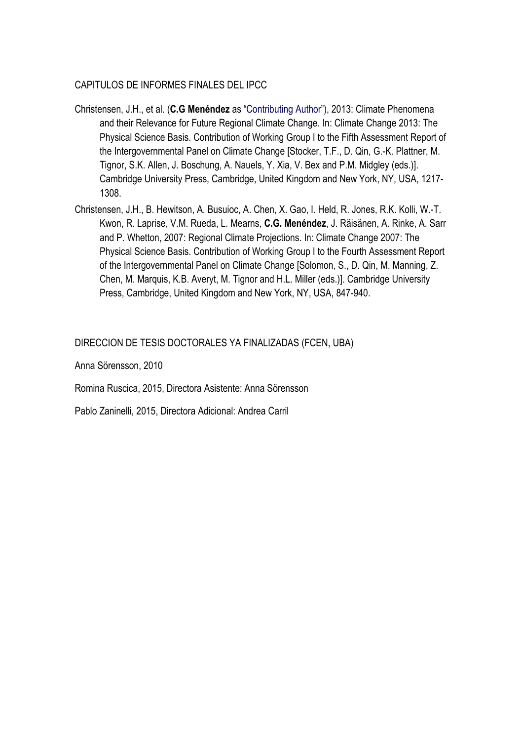## CAPITULOS DE INFORMES FINALES DEL IPCC

Christensen, J.H., et al. (**C.G Menéndez** as "Contributing Author"), 2013: Climate Phenomena and their Relevance for Future Regional Climate Change. In: Climate Change 2013: The Physical Science Basis. Contribution of Working Group I to the Fifth Assessment Report of the Intergovernmental Panel on Climate Change [Stocker, T.F., D. Qin, G.-K. Plattner, M. Tignor, S.K. Allen, J. Boschung, A. Nauels, Y. Xia, V. Bex and P.M. Midgley (eds.)]. Cambridge University Press, Cambridge, United Kingdom and New York, NY, USA, 1217-1308.

Christensen, J.H., B. Hewitson, A. Busuioc, A. Chen, X. Gao, I. Held, R. Jones, R.K. Kolli, W.-T. Kwon, R. Laprise, V.M. Rueda, L. Mearns, **C.G. Menéndez**, J. Räisänen, A. Rinke, A. Sarr and P. Whetton, 2007: Regional Climate Projections. In: Climate Change 2007: The Physical Science Basis. Contribution of Working Group I to the Fourth Assessment Report of the Intergovernmental Panel on Climate Change [Solomon, S., D. Qin, M. Manning, Z. Chen, M. Marquis, K.B. Averyt, M. Tignor and H.L. Miller (eds.)]. Cambridge University Press, Cambridge, United Kingdom and New York, NY, USA, 847-940.

## DIRECCION DE TESIS DOCTORALES YA FINALIZADAS (FCEN, UBA)

Anna Sörensson, 2010

Romina Ruscica, 2015, Directora Asistente: Anna Sörensson

Pablo Zaninelli, 2015, Directora Adicional: Andrea Carril